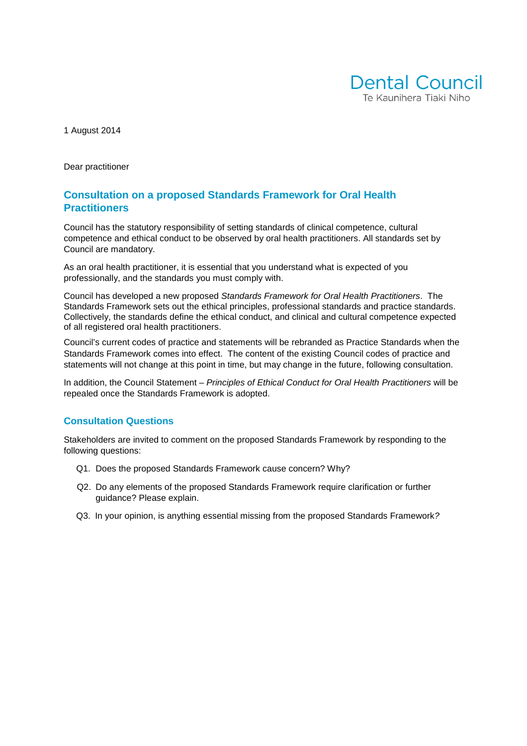Dental Council
Te Kaunihera Tiaki Niho

1 August 2014

Dear practitioner

## Consultation on a proposed Standards Framework for Oral Health Practitioners

Council has the statutory responsibility of setting standards of clinical competence, cultural competence and ethical conduct to be observed by oral health practitioners. All standards set by Council are mandatory.

As an oral health practitioner, it is essential that you understand what is expected of you professionally, and the standards you must comply with.

Council has developed a new proposed *Standards Framework for Oral Health Practitioners*. The Standards Framework sets out the ethical principles, professional standards and practice standards. Collectively, the standards define the ethical conduct, and clinical and cultural competence expected of all registered oral health practitioners.

Council's current codes of practice and statements will be rebranded as Practice Standards when the Standards Framework comes into effect. The content of the existing Council codes of practice and statements will not change at this point in time, but may change in the future, following consultation.

In addition, the Council Statement – *Principles of Ethical Conduct for Oral Health Practitioners* will be repealed once the Standards Framework is adopted.

### Consultation Questions

Stakeholders are invited to comment on the proposed Standards Framework by responding to the following questions:

Q1. Does the proposed Standards Framework cause concern? Why?

Q2. Do any elements of the proposed Standards Framework require clarification or further guidance? Please explain.

Q3. In your opinion, is anything essential missing from the proposed Standards Framework?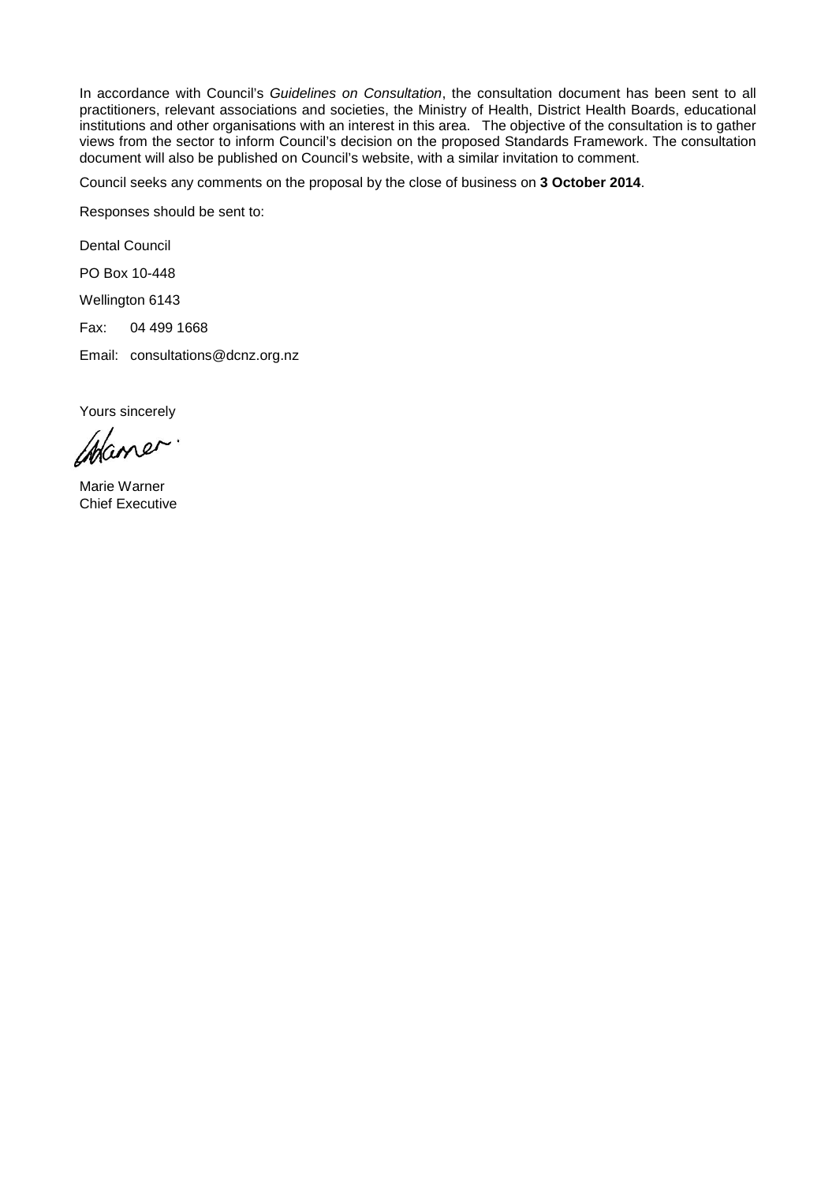In accordance with Council's *Guidelines on Consultation*, the consultation document has been sent to all practitioners, relevant associations and societies, the Ministry of Health, District Health Boards, educational institutions and other organisations with an interest in this area. The objective of the consultation is to gather views from the sector to inform Council's decision on the proposed Standards Framework. The consultation document will also be published on Council's website, with a similar invitation to comment.

Council seeks any comments on the proposal by the close of business on **3 October 2014**.

Responses should be sent to:

Dental Council

PO Box 10-448

Wellington 6143

Fax: 04 499 1668

Email: consultations@dcnz.org.nz

Yours sincerely

Marie Warner
Chief Executive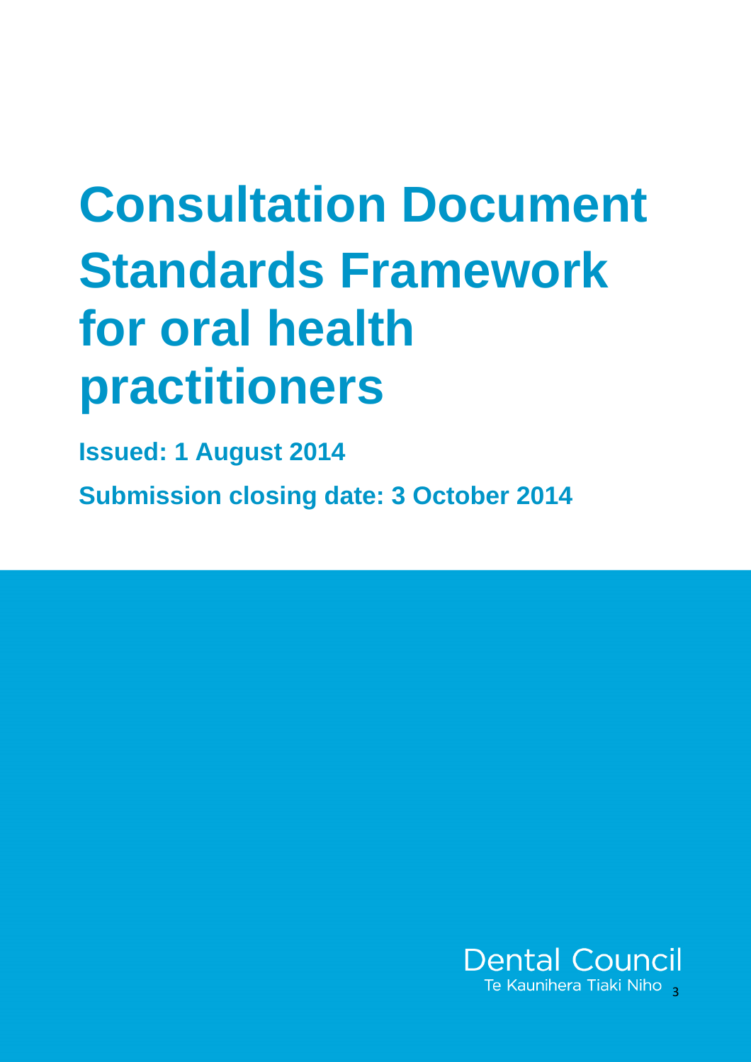# Consultation Document Standards Framework for oral health practitioners

**Issued: 1 August 2014**

**Submission closing date: 3 October 2014**

Dental Council
Te Kaunihera Tiaki Niho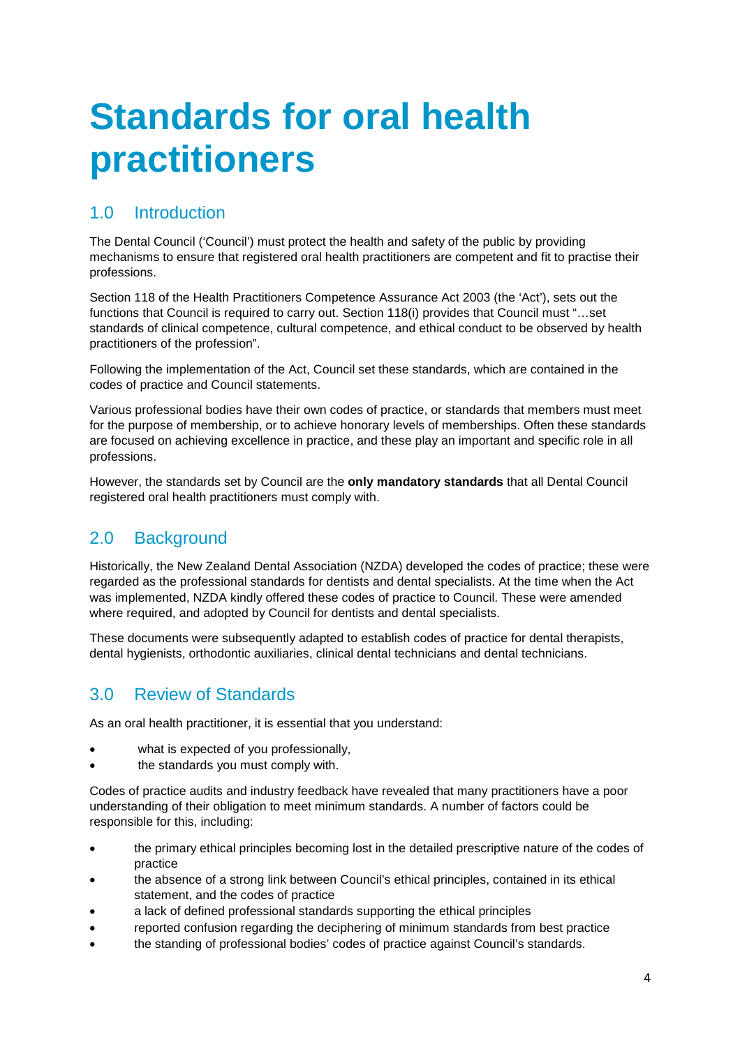# Standards for oral health practitioners

## 1.0 Introduction

The Dental Council ('Council') must protect the health and safety of the public by providing mechanisms to ensure that registered oral health practitioners are competent and fit to practise their professions.

Section 118 of the Health Practitioners Competence Assurance Act 2003 (the 'Act'), sets out the functions that Council is required to carry out. Section 118(i) provides that Council must "…set standards of clinical competence, cultural competence, and ethical conduct to be observed by health practitioners of the profession".

Following the implementation of the Act, Council set these standards, which are contained in the codes of practice and Council statements.

Various professional bodies have their own codes of practice, or standards that members must meet for the purpose of membership, or to achieve honorary levels of memberships. Often these standards are focused on achieving excellence in practice, and these play an important and specific role in all professions.

However, the standards set by Council are the **only mandatory standards** that all Dental Council registered oral health practitioners must comply with.

## 2.0 Background

Historically, the New Zealand Dental Association (NZDA) developed the codes of practice; these were regarded as the professional standards for dentists and dental specialists. At the time when the Act was implemented, NZDA kindly offered these codes of practice to Council. These were amended where required, and adopted by Council for dentists and dental specialists.

These documents were subsequently adapted to establish codes of practice for dental therapists, dental hygienists, orthodontic auxiliaries, clinical dental technicians and dental technicians.

## 3.0 Review of Standards

As an oral health practitioner, it is essential that you understand:

- what is expected of you professionally,
- the standards you must comply with.

Codes of practice audits and industry feedback have revealed that many practitioners have a poor understanding of their obligation to meet minimum standards. A number of factors could be responsible for this, including:

- the primary ethical principles becoming lost in the detailed prescriptive nature of the codes of practice
- the absence of a strong link between Council's ethical principles, contained in its ethical statement, and the codes of practice
- a lack of defined professional standards supporting the ethical principles
- reported confusion regarding the deciphering of minimum standards from best practice
- the standing of professional bodies' codes of practice against Council's standards.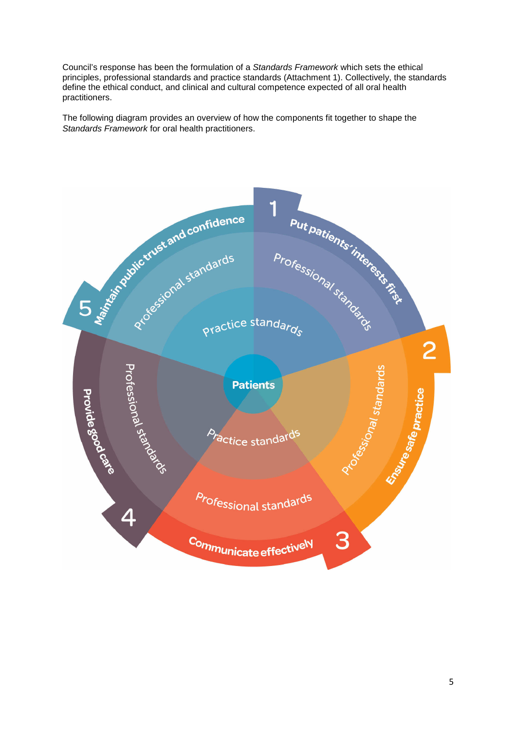Council's response has been the formulation of a *Standards Framework* which sets the ethical principles, professional standards and practice standards (Attachment 1). Collectively, the standards define the ethical conduct, and clinical and cultural competence expected of all oral health practitioners.

The following diagram provides an overview of how the components fit together to shape the *Standards Framework* for oral health practitioners.

Patients

1 Put patients' interests first — Professional standards — Practice standards

2 Ensure safe practice — Professional standards

3 Communicate effectively — Professional standards — Practice standards

4 Provide good care — Professional standards

5 Maintain public trust and confidence — Professional standards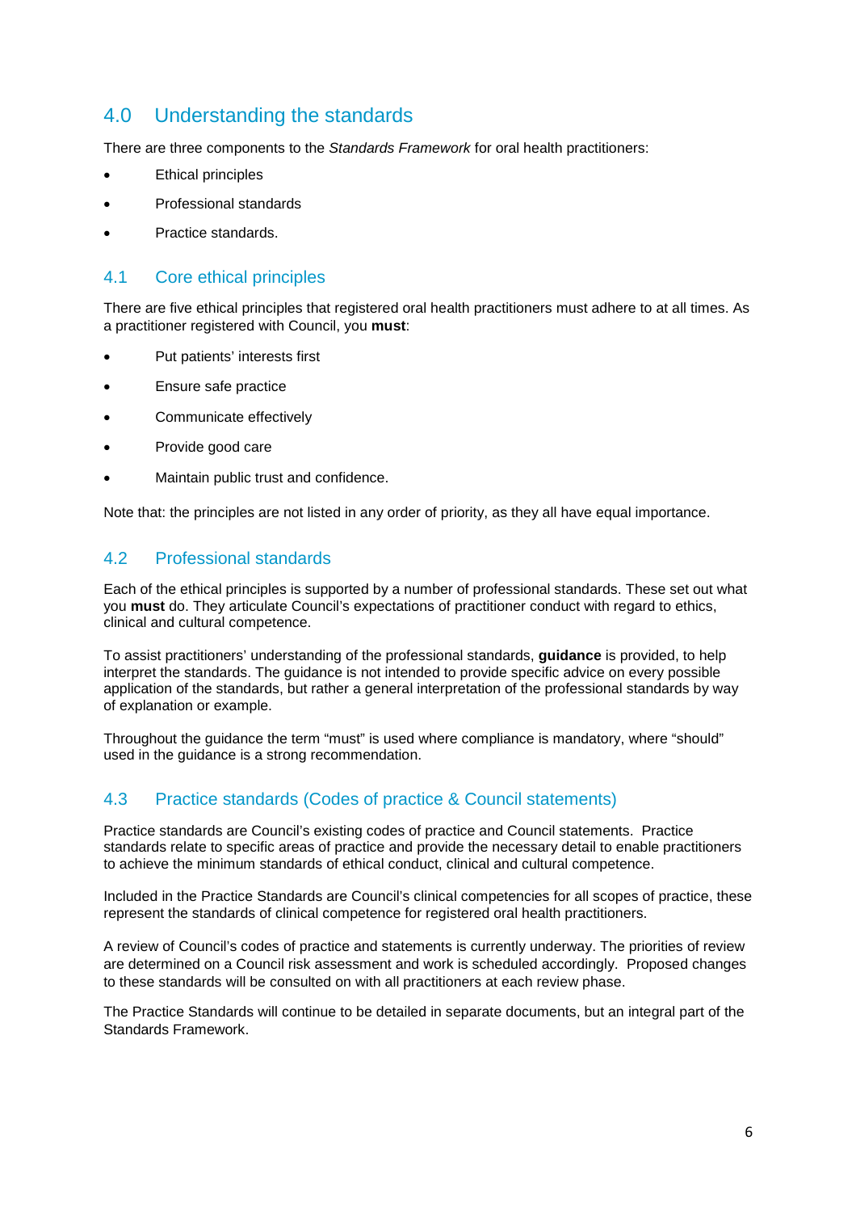## 4.0 Understanding the standards

There are three components to the *Standards Framework* for oral health practitioners:

- Ethical principles
- Professional standards
- Practice standards.

### 4.1 Core ethical principles

There are five ethical principles that registered oral health practitioners must adhere to at all times. As a practitioner registered with Council, you **must**:

- Put patients' interests first
- Ensure safe practice
- Communicate effectively
- Provide good care
- Maintain public trust and confidence.

Note that: the principles are not listed in any order of priority, as they all have equal importance.

### 4.2 Professional standards

Each of the ethical principles is supported by a number of professional standards. These set out what you **must** do. They articulate Council's expectations of practitioner conduct with regard to ethics, clinical and cultural competence.

To assist practitioners' understanding of the professional standards, **guidance** is provided, to help interpret the standards. The guidance is not intended to provide specific advice on every possible application of the standards, but rather a general interpretation of the professional standards by way of explanation or example.

Throughout the guidance the term "must" is used where compliance is mandatory, where "should" used in the guidance is a strong recommendation.

### 4.3 Practice standards (Codes of practice & Council statements)

Practice standards are Council's existing codes of practice and Council statements. Practice standards relate to specific areas of practice and provide the necessary detail to enable practitioners to achieve the minimum standards of ethical conduct, clinical and cultural competence.

Included in the Practice Standards are Council's clinical competencies for all scopes of practice, these represent the standards of clinical competence for registered oral health practitioners.

A review of Council's codes of practice and statements is currently underway. The priorities of review are determined on a Council risk assessment and work is scheduled accordingly. Proposed changes to these standards will be consulted on with all practitioners at each review phase.

The Practice Standards will continue to be detailed in separate documents, but an integral part of the Standards Framework.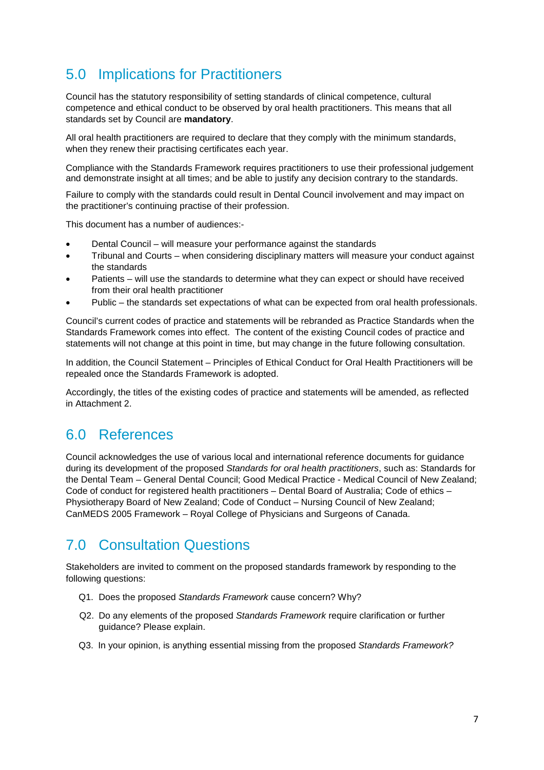## 5.0 Implications for Practitioners

Council has the statutory responsibility of setting standards of clinical competence, cultural competence and ethical conduct to be observed by oral health practitioners. This means that all standards set by Council are **mandatory**.

All oral health practitioners are required to declare that they comply with the minimum standards, when they renew their practising certificates each year.

Compliance with the Standards Framework requires practitioners to use their professional judgement and demonstrate insight at all times; and be able to justify any decision contrary to the standards.

Failure to comply with the standards could result in Dental Council involvement and may impact on the practitioner's continuing practise of their profession.

This document has a number of audiences:-

- Dental Council – will measure your performance against the standards
- Tribunal and Courts – when considering disciplinary matters will measure your conduct against the standards
- Patients – will use the standards to determine what they can expect or should have received from their oral health practitioner
- Public – the standards set expectations of what can be expected from oral health professionals.

Council's current codes of practice and statements will be rebranded as Practice Standards when the Standards Framework comes into effect. The content of the existing Council codes of practice and statements will not change at this point in time, but may change in the future following consultation.

In addition, the Council Statement – Principles of Ethical Conduct for Oral Health Practitioners will be repealed once the Standards Framework is adopted.

Accordingly, the titles of the existing codes of practice and statements will be amended, as reflected in Attachment 2.

## 6.0 References

Council acknowledges the use of various local and international reference documents for guidance during its development of the proposed *Standards for oral health practitioners*, such as: Standards for the Dental Team – General Dental Council; Good Medical Practice - Medical Council of New Zealand; Code of conduct for registered health practitioners – Dental Board of Australia; Code of ethics – Physiotherapy Board of New Zealand; Code of Conduct – Nursing Council of New Zealand; CanMEDS 2005 Framework – Royal College of Physicians and Surgeons of Canada.

## 7.0 Consultation Questions

Stakeholders are invited to comment on the proposed standards framework by responding to the following questions:

Q1. Does the proposed *Standards Framework* cause concern? Why?

Q2. Do any elements of the proposed *Standards Framework* require clarification or further guidance? Please explain.

Q3. In your opinion, is anything essential missing from the proposed *Standards Framework?*